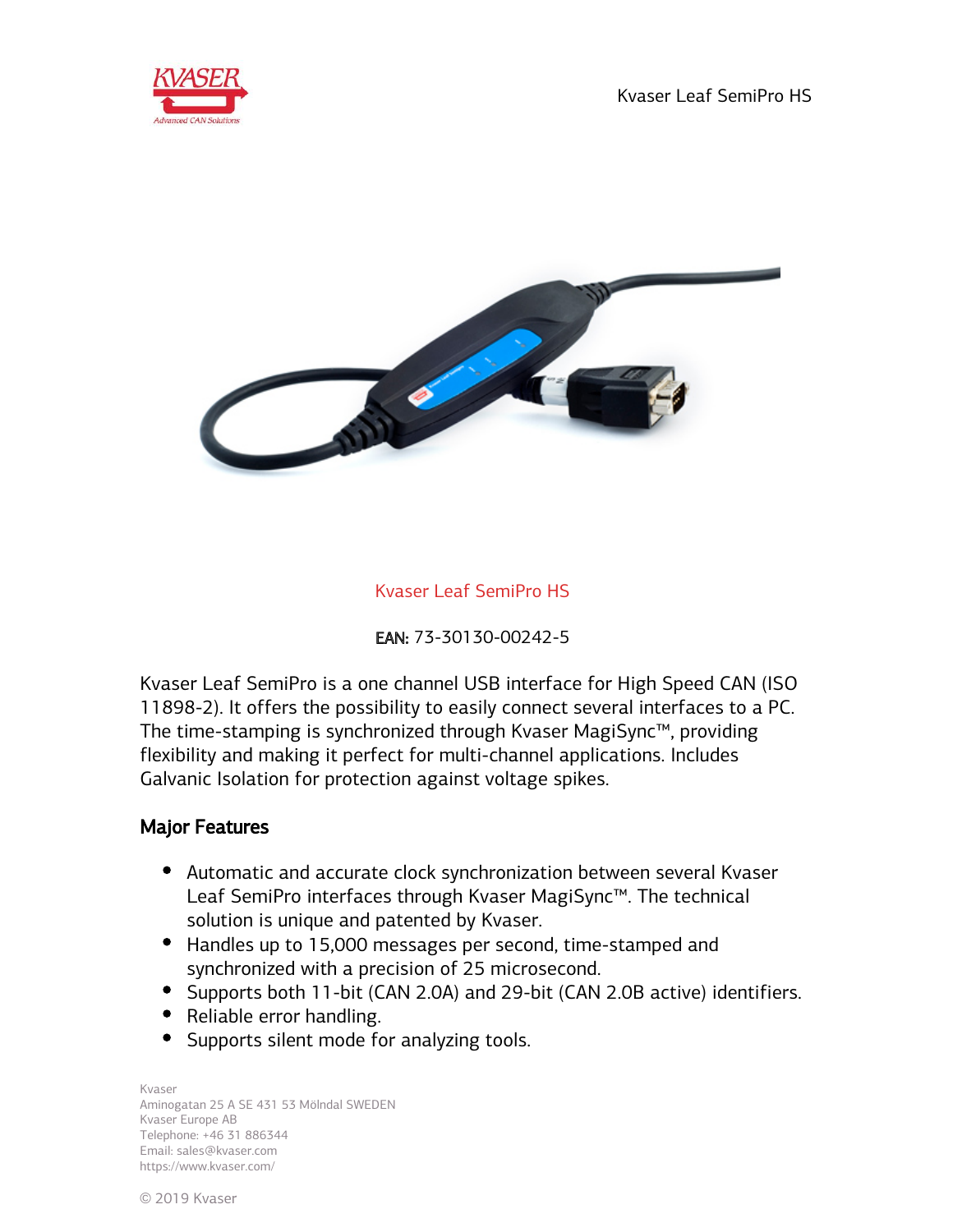# Kvaser Leaf SemiPro HS

EAN: 73-30130-00242-5

Kvaser Leaf SemiPro is a one channel USB interface for High Speed CAN (ISO 11898-2). It offers the possibility to easily connect several interfaces to a PC. The time-stamping is synchronized through Kvaser MagiSync™, providing flexibility and making it perfect for multi-channel applications. Includes Galvanic Isolation for protection against voltage spikes.

## Major Features

- Automatic and accurate clock synchronization between several Kvaser Leaf SemiPro interfaces through Kvaser MagiSync™. The technical solution is unique and patented by Kvaser.
- Handles up to 15,000 messages per second, time-stamped and synchronized with a precision of 25 microsecond.
- Supports both 11-bit (CAN 2.0A) and 29-bit (CAN 2.0B active) identifiers.
- Reliable error handling.
- Supports silent mode for analyzing tools.

Kvaser
Aminogatan 25 A SE 431 53 Mölndal SWEDEN
Kvaser Europe AB
Telephone: +46 31 886344
Email: sales@kvaser.com
https://www.kvaser.com/

© 2019 Kvaser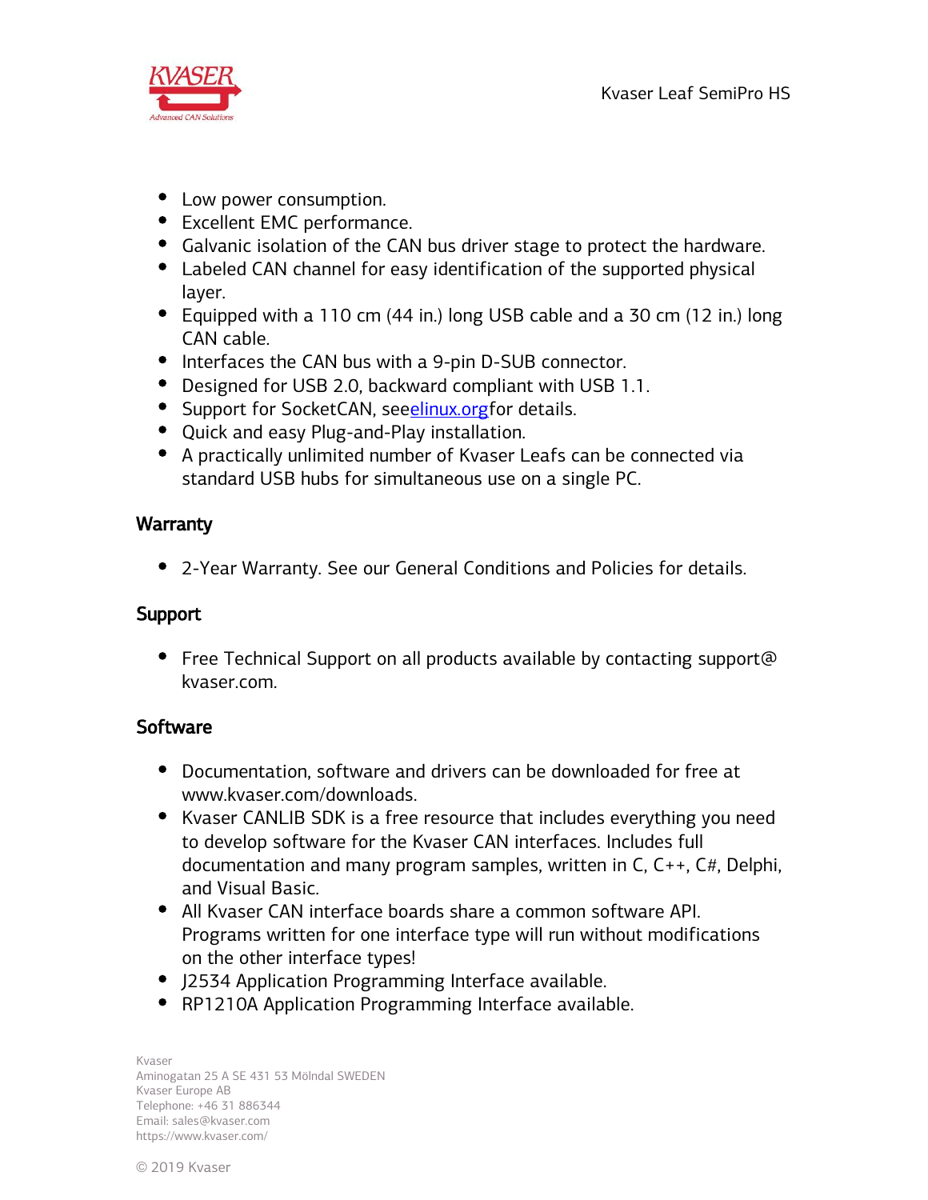- Low power consumption.
- Excellent EMC performance.
- Galvanic isolation of the CAN bus driver stage to protect the hardware.
- Labeled CAN channel for easy identification of the supported physical layer.
- Equipped with a 110 cm (44 in.) long USB cable and a 30 cm (12 in.) long CAN cable.
- Interfaces the CAN bus with a 9-pin D-SUB connector.
- Designed for USB 2.0, backward compliant with USB 1.1.
- Support for SocketCAN, seeelinux.orgfor details.
- Quick and easy Plug-and-Play installation.
- A practically unlimited number of Kvaser Leafs can be connected via standard USB hubs for simultaneous use on a single PC.

## Warranty

- 2-Year Warranty. See our General Conditions and Policies for details.

## Support

- Free Technical Support on all products available by contacting support@ kvaser.com.

## Software

- Documentation, software and drivers can be downloaded for free at www.kvaser.com/downloads.
- Kvaser CANLIB SDK is a free resource that includes everything you need to develop software for the Kvaser CAN interfaces. Includes full documentation and many program samples, written in C, C++, C#, Delphi, and Visual Basic.
- All Kvaser CAN interface boards share a common software API. Programs written for one interface type will run without modifications on the other interface types!
- J2534 Application Programming Interface available.
- RP1210A Application Programming Interface available.

Kvaser
Aminogatan 25 A SE 431 53 Mölndal SWEDEN
Kvaser Europe AB
Telephone: +46 31 886344
Email: sales@kvaser.com
https://www.kvaser.com/

© 2019 Kvaser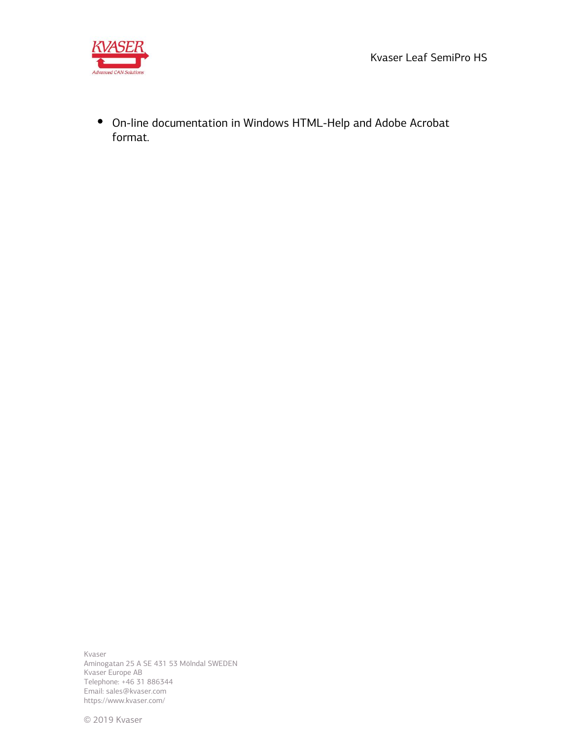- On-line documentation in Windows HTML-Help and Adobe Acrobat format.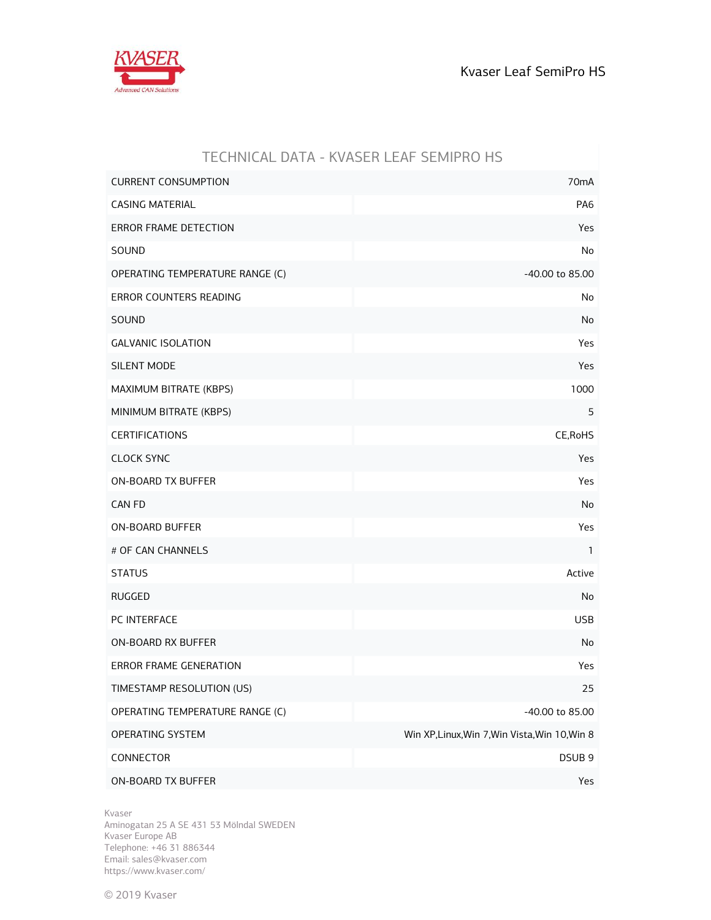## TECHNICAL DATA - KVASER LEAF SEMIPRO HS

| | |
|---|---|
| CURRENT CONSUMPTION | 70mA |
| CASING MATERIAL | PA6 |
| ERROR FRAME DETECTION | Yes |
| SOUND | No |
| OPERATING TEMPERATURE RANGE (C) | -40.00 to 85.00 |
| ERROR COUNTERS READING | No |
| SOUND | No |
| GALVANIC ISOLATION | Yes |
| SILENT MODE | Yes |
| MAXIMUM BITRATE (KBPS) | 1000 |
| MINIMUM BITRATE (KBPS) | 5 |
| CERTIFICATIONS | CE,RoHS |
| CLOCK SYNC | Yes |
| ON-BOARD TX BUFFER | Yes |
| CAN FD | No |
| ON-BOARD BUFFER | Yes |
| # OF CAN CHANNELS | 1 |
| STATUS | Active |
| RUGGED | No |
| PC INTERFACE | USB |
| ON-BOARD RX BUFFER | No |
| ERROR FRAME GENERATION | Yes |
| TIMESTAMP RESOLUTION (US) | 25 |
| OPERATING TEMPERATURE RANGE (C) | -40.00 to 85.00 |
| OPERATING SYSTEM | Win XP,Linux,Win 7,Win Vista,Win 10,Win 8 |
| CONNECTOR | DSUB 9 |
| ON-BOARD TX BUFFER | Yes |

Kvaser
Aminogatan 25 A SE 431 53 Mölndal SWEDEN
Kvaser Europe AB
Telephone: +46 31 886344
Email: sales@kvaser.com
https://www.kvaser.com/

© 2019 Kvaser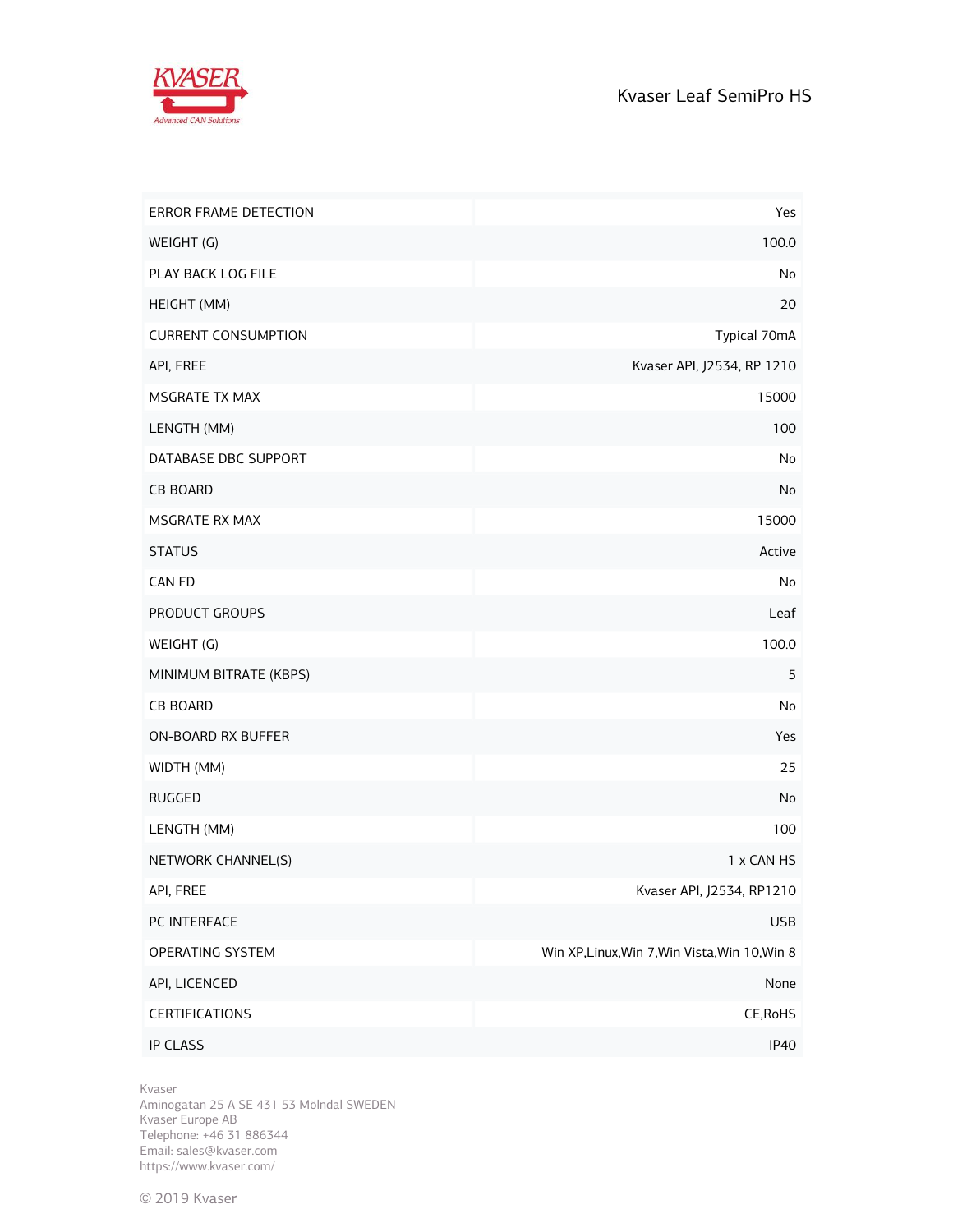| | |
|---|---|
| ERROR FRAME DETECTION | Yes |
| WEIGHT (G) | 100.0 |
| PLAY BACK LOG FILE | No |
| HEIGHT (MM) | 20 |
| CURRENT CONSUMPTION | Typical 70mA |
| API, FREE | Kvaser API, J2534, RP 1210 |
| MSGRATE TX MAX | 15000 |
| LENGTH (MM) | 100 |
| DATABASE DBC SUPPORT | No |
| CB BOARD | No |
| MSGRATE RX MAX | 15000 |
| STATUS | Active |
| CAN FD | No |
| PRODUCT GROUPS | Leaf |
| WEIGHT (G) | 100.0 |
| MINIMUM BITRATE (KBPS) | 5 |
| CB BOARD | No |
| ON-BOARD RX BUFFER | Yes |
| WIDTH (MM) | 25 |
| RUGGED | No |
| LENGTH (MM) | 100 |
| NETWORK CHANNEL(S) | 1 x CAN HS |
| API, FREE | Kvaser API, J2534, RP1210 |
| PC INTERFACE | USB |
| OPERATING SYSTEM | Win XP,Linux,Win 7,Win Vista,Win 10,Win 8 |
| API, LICENCED | None |
| CERTIFICATIONS | CE,RoHS |
| IP CLASS | IP40 |

Kvaser
Aminogatan 25 A SE 431 53 Mölndal SWEDEN
Kvaser Europe AB
Telephone: +46 31 886344
Email: sales@kvaser.com
https://www.kvaser.com/

© 2019 Kvaser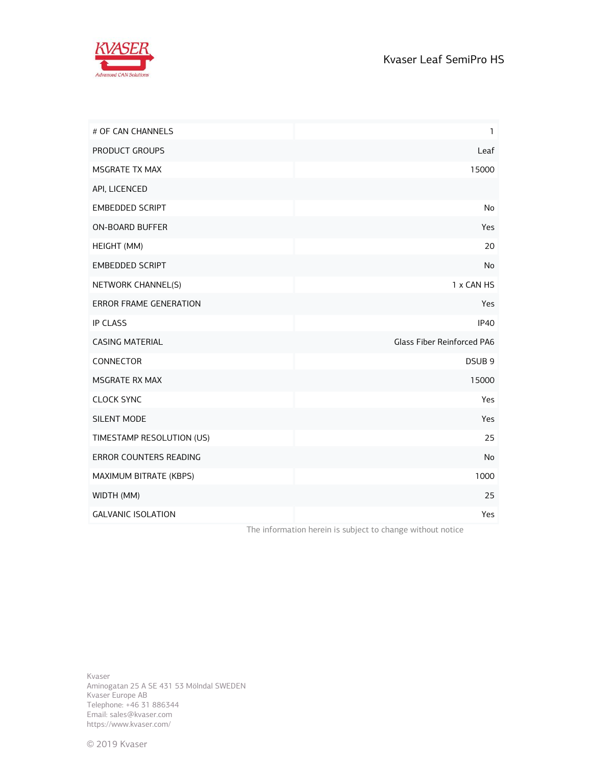# Kvaser Leaf SemiPro HS

| | |
|---|---|
| # OF CAN CHANNELS | 1 |
| PRODUCT GROUPS | Leaf |
| MSGRATE TX MAX | 15000 |
| API, LICENCED | |
| EMBEDDED SCRIPT | No |
| ON-BOARD BUFFER | Yes |
| HEIGHT (MM) | 20 |
| EMBEDDED SCRIPT | No |
| NETWORK CHANNEL(S) | 1 x CAN HS |
| ERROR FRAME GENERATION | Yes |
| IP CLASS | IP40 |
| CASING MATERIAL | Glass Fiber Reinforced PA6 |
| CONNECTOR | DSUB 9 |
| MSGRATE RX MAX | 15000 |
| CLOCK SYNC | Yes |
| SILENT MODE | Yes |
| TIMESTAMP RESOLUTION (US) | 25 |
| ERROR COUNTERS READING | No |
| MAXIMUM BITRATE (KBPS) | 1000 |
| WIDTH (MM) | 25 |
| GALVANIC ISOLATION | Yes |

The information herein is subject to change without notice

Kvaser
Aminogatan 25 A SE 431 53 Mölndal SWEDEN
Kvaser Europe AB
Telephone: +46 31 886344
Email: sales@kvaser.com
https://www.kvaser.com/

© 2019 Kvaser